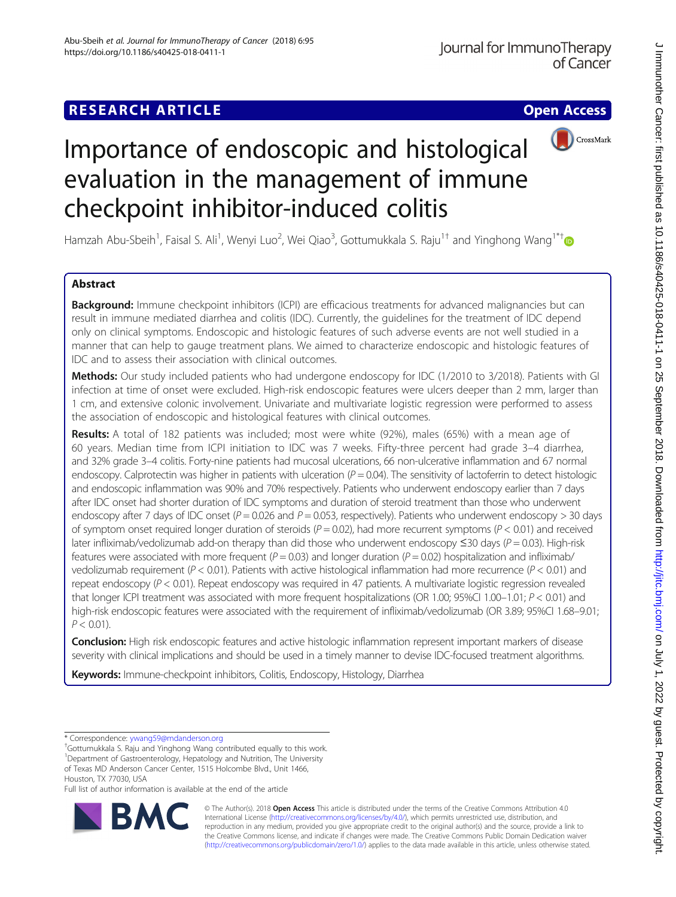RESEARCH ARTICLE

Open Access

# Importance of endoscopic and histological evaluation in the management of immune checkpoint inhibitor-induced colitis

Hamzah Abu-Sbeih[1], Faisal S. Ali[1], Wenyi Luo[2], Wei Qiao[3], Gottumukkala S. Raju[1†] and Yinghong Wang[1*†]

## Abstract

**Background:** Immune checkpoint inhibitors (ICPI) are efficacious treatments for advanced malignancies but can result in immune mediated diarrhea and colitis (IDC). Currently, the guidelines for the treatment of IDC depend only on clinical symptoms. Endoscopic and histologic features of such adverse events are not well studied in a manner that can help to gauge treatment plans. We aimed to characterize endoscopic and histologic features of IDC and to assess their association with clinical outcomes.

**Methods:** Our study included patients who had undergone endoscopy for IDC (1/2010 to 3/2018). Patients with GI infection at time of onset were excluded. High-risk endoscopic features were ulcers deeper than 2 mm, larger than 1 cm, and extensive colonic involvement. Univariate and multivariate logistic regression were performed to assess the association of endoscopic and histological features with clinical outcomes.

**Results:** A total of 182 patients was included; most were white (92%), males (65%) with a mean age of 60 years. Median time from ICPI initiation to IDC was 7 weeks. Fifty-three percent had grade 3–4 diarrhea, and 32% grade 3–4 colitis. Forty-nine patients had mucosal ulcerations, 66 non-ulcerative inflammation and 67 normal endoscopy. Calprotectin was higher in patients with ulceration ($P = 0.04$). The sensitivity of lactoferrin to detect histologic and endoscopic inflammation was 90% and 70% respectively. Patients who underwent endoscopy earlier than 7 days after IDC onset had shorter duration of IDC symptoms and duration of steroid treatment than those who underwent endoscopy after 7 days of IDC onset ($P = 0.026$ and $P = 0.053$, respectively). Patients who underwent endoscopy > 30 days of symptom onset required longer duration of steroids ($P = 0.02$), had more recurrent symptoms ($P < 0.01$) and received later infliximab/vedolizumab add-on therapy than did those who underwent endoscopy ≤30 days ($P = 0.03$). High-risk features were associated with more frequent ($P = 0.03$) and longer duration ($P = 0.02$) hospitalization and infliximab/vedolizumab requirement ($P < 0.01$). Patients with active histological inflammation had more recurrence ($P < 0.01$) and repeat endoscopy ($P < 0.01$). Repeat endoscopy was required in 47 patients. A multivariate logistic regression revealed that longer ICPI treatment was associated with more frequent hospitalizations (OR 1.00; 95%CI 1.00–1.01; $P < 0.01$) and high-risk endoscopic features were associated with the requirement of infliximab/vedolizumab (OR 3.89; 95%CI 1.68–9.01; $P < 0.01$).

**Conclusion:** High risk endoscopic features and active histologic inflammation represent important markers of disease severity with clinical implications and should be used in a timely manner to devise IDC-focused treatment algorithms.

**Keywords:** Immune-checkpoint inhibitors, Colitis, Endoscopy, Histology, Diarrhea

---

* Correspondence: ywang59@mdanderson.org

†Gottumukkala S. Raju and Yinghong Wang contributed equally to this work.

[1]Department of Gastroenterology, Hepatology and Nutrition, The University of Texas MD Anderson Cancer Center, 1515 Holcombe Blvd., Unit 1466, Houston, TX 77030, USA

Full list of author information is available at the end of the article

© The Author(s). 2018 **Open Access** This article is distributed under the terms of the Creative Commons Attribution 4.0 International License (http://creativecommons.org/licenses/by/4.0/), which permits unrestricted use, distribution, and reproduction in any medium, provided you give appropriate credit to the original author(s) and the source, provide a link to the Creative Commons license, and indicate if changes were made. The Creative Commons Public Domain Dedication waiver (http://creativecommons.org/publicdomain/zero/1.0/) applies to the data made available in this article, unless otherwise stated.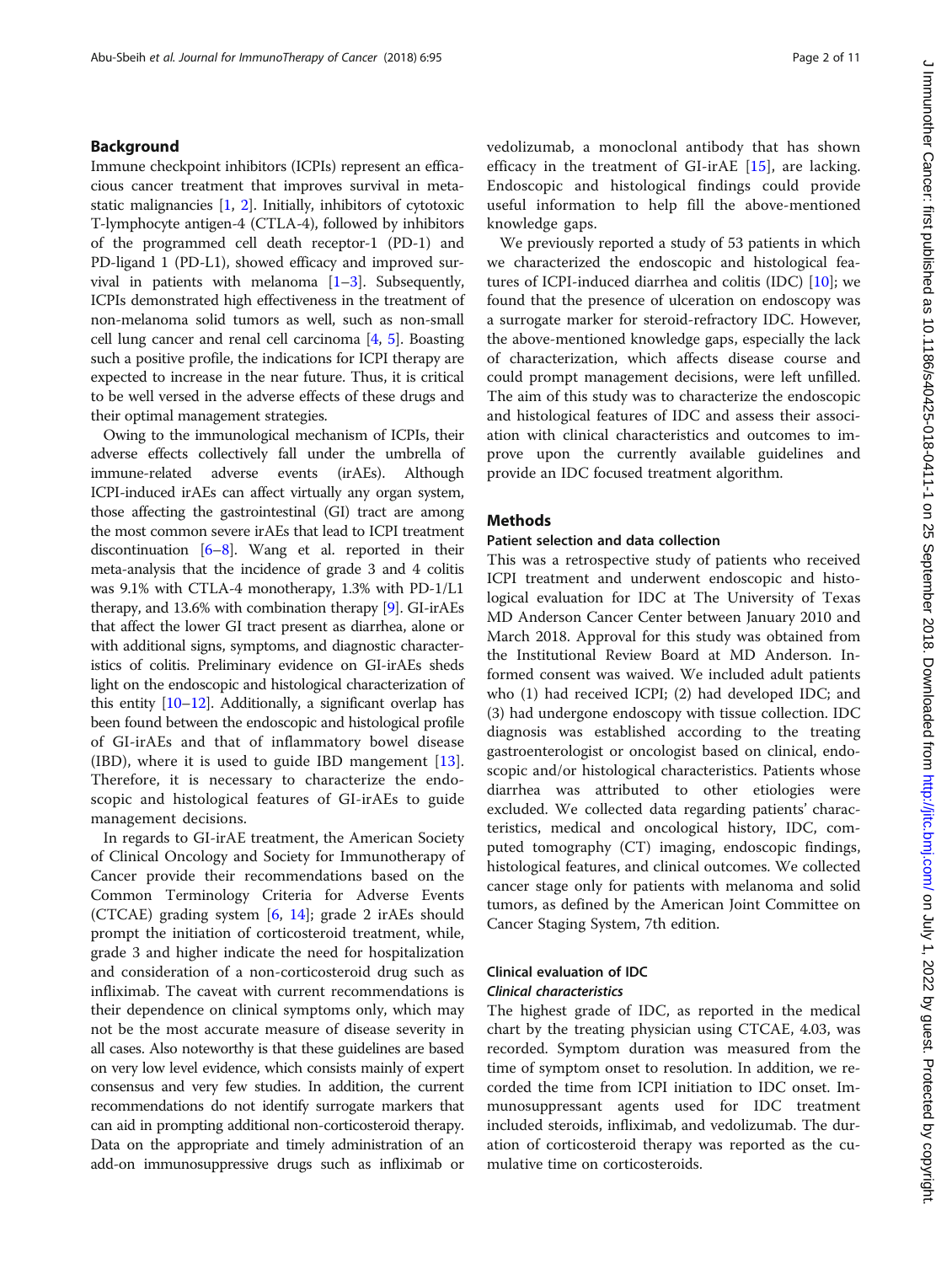## Background

Immune checkpoint inhibitors (ICPIs) represent an efficacious cancer treatment that improves survival in metastatic malignancies [1, 2]. Initially, inhibitors of cytotoxic T-lymphocyte antigen-4 (CTLA-4), followed by inhibitors of the programmed cell death receptor-1 (PD-1) and PD-ligand 1 (PD-L1), showed efficacy and improved survival in patients with melanoma [1–3]. Subsequently, ICPIs demonstrated high effectiveness in the treatment of non-melanoma solid tumors as well, such as non-small cell lung cancer and renal cell carcinoma [4, 5]. Boasting such a positive profile, the indications for ICPI therapy are expected to increase in the near future. Thus, it is critical to be well versed in the adverse effects of these drugs and their optimal management strategies.

Owing to the immunological mechanism of ICPIs, their adverse effects collectively fall under the umbrella of immune-related adverse events (irAEs). Although ICPI-induced irAEs can affect virtually any organ system, those affecting the gastrointestinal (GI) tract are among the most common severe irAEs that lead to ICPI treatment discontinuation [6–8]. Wang et al. reported in their meta-analysis that the incidence of grade 3 and 4 colitis was 9.1% with CTLA-4 monotherapy, 1.3% with PD-1/L1 therapy, and 13.6% with combination therapy [9]. GI-irAEs that affect the lower GI tract present as diarrhea, alone or with additional signs, symptoms, and diagnostic characteristics of colitis. Preliminary evidence on GI-irAEs sheds light on the endoscopic and histological characterization of this entity [10–12]. Additionally, a significant overlap has been found between the endoscopic and histological profile of GI-irAEs and that of inflammatory bowel disease (IBD), where it is used to guide IBD mangement [13]. Therefore, it is necessary to characterize the endoscopic and histological features of GI-irAEs to guide management decisions.

In regards to GI-irAE treatment, the American Society of Clinical Oncology and Society for Immunotherapy of Cancer provide their recommendations based on the Common Terminology Criteria for Adverse Events (CTCAE) grading system [6, 14]; grade 2 irAEs should prompt the initiation of corticosteroid treatment, while, grade 3 and higher indicate the need for hospitalization and consideration of a non-corticosteroid drug such as infliximab. The caveat with current recommendations is their dependence on clinical symptoms only, which may not be the most accurate measure of disease severity in all cases. Also noteworthy is that these guidelines are based on very low level evidence, which consists mainly of expert consensus and very few studies. In addition, the current recommendations do not identify surrogate markers that can aid in prompting additional non-corticosteroid therapy. Data on the appropriate and timely administration of an add-on immunosuppressive drugs such as infliximab or vedolizumab, a monoclonal antibody that has shown efficacy in the treatment of GI-irAE [15], are lacking. Endoscopic and histological findings could provide useful information to help fill the above-mentioned knowledge gaps.

We previously reported a study of 53 patients in which we characterized the endoscopic and histological features of ICPI-induced diarrhea and colitis (IDC) [10]; we found that the presence of ulceration on endoscopy was a surrogate marker for steroid-refractory IDC. However, the above-mentioned knowledge gaps, especially the lack of characterization, which affects disease course and could prompt management decisions, were left unfilled. The aim of this study was to characterize the endoscopic and histological features of IDC and assess their association with clinical characteristics and outcomes to improve upon the currently available guidelines and provide an IDC focused treatment algorithm.

## Methods

### Patient selection and data collection

This was a retrospective study of patients who received ICPI treatment and underwent endoscopic and histological evaluation for IDC at The University of Texas MD Anderson Cancer Center between January 2010 and March 2018. Approval for this study was obtained from the Institutional Review Board at MD Anderson. Informed consent was waived. We included adult patients who (1) had received ICPI; (2) had developed IDC; and (3) had undergone endoscopy with tissue collection. IDC diagnosis was established according to the treating gastroenterologist or oncologist based on clinical, endoscopic and/or histological characteristics. Patients whose diarrhea was attributed to other etiologies were excluded. We collected data regarding patients' characteristics, medical and oncological history, IDC, computed tomography (CT) imaging, endoscopic findings, histological features, and clinical outcomes. We collected cancer stage only for patients with melanoma and solid tumors, as defined by the American Joint Committee on Cancer Staging System, 7th edition.

### Clinical evaluation of IDC

#### *Clinical characteristics*

The highest grade of IDC, as reported in the medical chart by the treating physician using CTCAE, 4.03, was recorded. Symptom duration was measured from the time of symptom onset to resolution. In addition, we recorded the time from ICPI initiation to IDC onset. Immunosuppressant agents used for IDC treatment included steroids, infliximab, and vedolizumab. The duration of corticosteroid therapy was reported as the cumulative time on corticosteroids.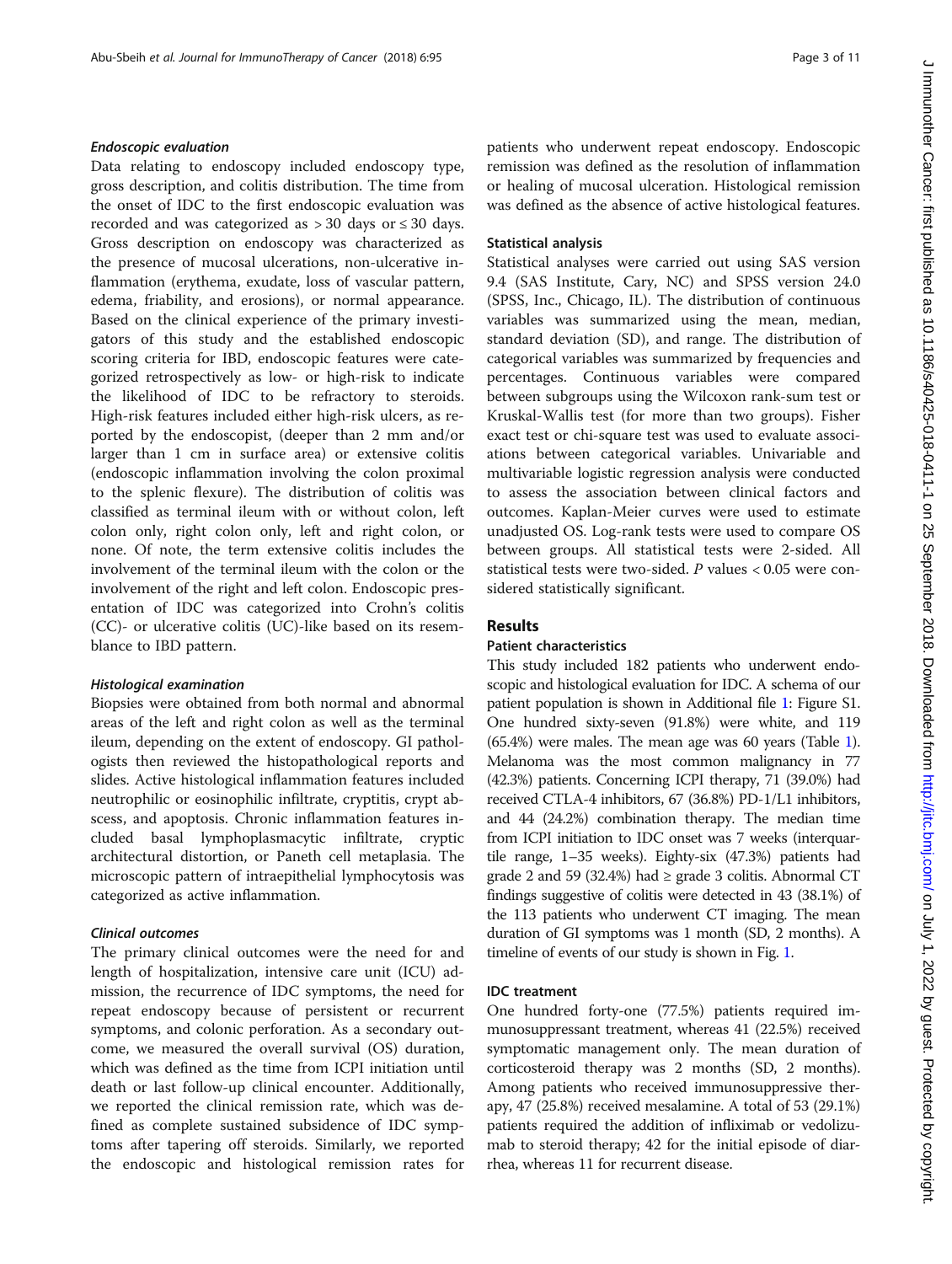#### Endoscopic evaluation

Data relating to endoscopy included endoscopy type, gross description, and colitis distribution. The time from the onset of IDC to the first endoscopic evaluation was recorded and was categorized as > 30 days or ≤ 30 days. Gross description on endoscopy was characterized as the presence of mucosal ulcerations, non-ulcerative inflammation (erythema, exudate, loss of vascular pattern, edema, friability, and erosions), or normal appearance. Based on the clinical experience of the primary investigators of this study and the established endoscopic scoring criteria for IBD, endoscopic features were categorized retrospectively as low- or high-risk to indicate the likelihood of IDC to be refractory to steroids. High-risk features included either high-risk ulcers, as reported by the endoscopist, (deeper than 2 mm and/or larger than 1 cm in surface area) or extensive colitis (endoscopic inflammation involving the colon proximal to the splenic flexure). The distribution of colitis was classified as terminal ileum with or without colon, left colon only, right colon only, left and right colon, or none. Of note, the term extensive colitis includes the involvement of the terminal ileum with the colon or the involvement of the right and left colon. Endoscopic presentation of IDC was categorized into Crohn's colitis (CC)- or ulcerative colitis (UC)-like based on its resemblance to IBD pattern.

#### Histological examination

Biopsies were obtained from both normal and abnormal areas of the left and right colon as well as the terminal ileum, depending on the extent of endoscopy. GI pathologists then reviewed the histopathological reports and slides. Active histological inflammation features included neutrophilic or eosinophilic infiltrate, cryptitis, crypt abscess, and apoptosis. Chronic inflammation features included basal lymphoplasmacytic infiltrate, cryptic architectural distortion, or Paneth cell metaplasia. The microscopic pattern of intraepithelial lymphocytosis was categorized as active inflammation.

#### Clinical outcomes

The primary clinical outcomes were the need for and length of hospitalization, intensive care unit (ICU) admission, the recurrence of IDC symptoms, the need for repeat endoscopy because of persistent or recurrent symptoms, and colonic perforation. As a secondary outcome, we measured the overall survival (OS) duration, which was defined as the time from ICPI initiation until death or last follow-up clinical encounter. Additionally, we reported the clinical remission rate, which was defined as complete sustained subsidence of IDC symptoms after tapering off steroids. Similarly, we reported the endoscopic and histological remission rates for patients who underwent repeat endoscopy. Endoscopic remission was defined as the resolution of inflammation or healing of mucosal ulceration. Histological remission was defined as the absence of active histological features.

### Statistical analysis

Statistical analyses were carried out using SAS version 9.4 (SAS Institute, Cary, NC) and SPSS version 24.0 (SPSS, Inc., Chicago, IL). The distribution of continuous variables was summarized using the mean, median, standard deviation (SD), and range. The distribution of categorical variables was summarized by frequencies and percentages. Continuous variables were compared between subgroups using the Wilcoxon rank-sum test or Kruskal-Wallis test (for more than two groups). Fisher exact test or chi-square test was used to evaluate associations between categorical variables. Univariable and multivariable logistic regression analysis were conducted to assess the association between clinical factors and outcomes. Kaplan-Meier curves were used to estimate unadjusted OS. Log-rank tests were used to compare OS between groups. All statistical tests were 2-sided. All statistical tests were two-sided. $P$ values < 0.05 were considered statistically significant.

## Results

### Patient characteristics

This study included 182 patients who underwent endoscopic and histological evaluation for IDC. A schema of our patient population is shown in Additional file 1: Figure S1. One hundred sixty-seven (91.8%) were white, and 119 (65.4%) were males. The mean age was 60 years (Table 1). Melanoma was the most common malignancy in 77 (42.3%) patients. Concerning ICPI therapy, 71 (39.0%) had received CTLA-4 inhibitors, 67 (36.8%) PD-1/L1 inhibitors, and 44 (24.2%) combination therapy. The median time from ICPI initiation to IDC onset was 7 weeks (interquartile range, 1–35 weeks). Eighty-six (47.3%) patients had grade 2 and 59 (32.4%) had ≥ grade 3 colitis. Abnormal CT findings suggestive of colitis were detected in 43 (38.1%) of the 113 patients who underwent CT imaging. The mean duration of GI symptoms was 1 month (SD, 2 months). A timeline of events of our study is shown in Fig. 1.

### IDC treatment

One hundred forty-one (77.5%) patients required immunosuppressant treatment, whereas 41 (22.5%) received symptomatic management only. The mean duration of corticosteroid therapy was 2 months (SD, 2 months). Among patients who received immunosuppressive therapy, 47 (25.8%) received mesalamine. A total of 53 (29.1%) patients required the addition of infliximab or vedolizumab to steroid therapy; 42 for the initial episode of diarrhea, whereas 11 for recurrent disease.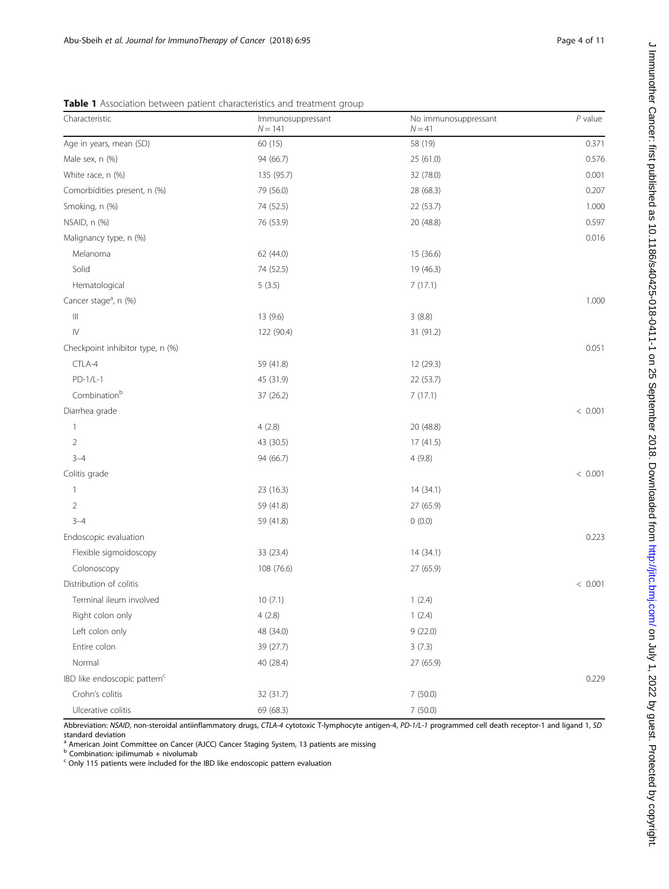**Table 1** Association between patient characteristics and treatment group

| Characteristic | Immunosuppressant $N = 141$ | No immunosuppressant $N = 41$ | *P* value |
|---|---|---|---|
| Age in years, mean (SD) | 60 (15) | 58 (19) | 0.371 |
| Male sex, n (%) | 94 (66.7) | 25 (61.0) | 0.576 |
| White race, n (%) | 135 (95.7) | 32 (78.0) | 0.001 |
| Comorbidities present, n (%) | 79 (56.0) | 28 (68.3) | 0.207 |
| Smoking, n (%) | 74 (52.5) | 22 (53.7) | 1.000 |
| NSAID, n (%) | 76 (53.9) | 20 (48.8) | 0.597 |
| Malignancy type, n (%) | | | 0.016 |
| Melanoma | 62 (44.0) | 15 (36.6) | |
| Solid | 74 (52.5) | 19 (46.3) | |
| Hematological | 5 (3.5) | 7 (17.1) | |
| Cancer stage[a], n (%) | | | 1.000 |
| III | 13 (9.6) | 3 (8.8) | |
| IV | 122 (90.4) | 31 (91.2) | |
| Checkpoint inhibitor type, n (%) | | | 0.051 |
| CTLA-4 | 59 (41.8) | 12 (29.3) | |
| PD-1/L-1 | 45 (31.9) | 22 (53.7) | |
| Combination[b] | 37 (26.2) | 7 (17.1) | |
| Diarrhea grade | | | < 0.001 |
| 1 | 4 (2.8) | 20 (48.8) | |
| 2 | 43 (30.5) | 17 (41.5) | |
| 3–4 | 94 (66.7) | 4 (9.8) | |
| Colitis grade | | | < 0.001 |
| 1 | 23 (16.3) | 14 (34.1) | |
| 2 | 59 (41.8) | 27 (65.9) | |
| 3–4 | 59 (41.8) | 0 (0.0) | |
| Endoscopic evaluation | | | 0.223 |
| Flexible sigmoidoscopy | 33 (23.4) | 14 (34.1) | |
| Colonoscopy | 108 (76.6) | 27 (65.9) | |
| Distribution of colitis | | | < 0.001 |
| Terminal ileum involved | 10 (7.1) | 1 (2.4) | |
| Right colon only | 4 (2.8) | 1 (2.4) | |
| Left colon only | 48 (34.0) | 9 (22.0) | |
| Entire colon | 39 (27.7) | 3 (7.3) | |
| Normal | 40 (28.4) | 27 (65.9) | |
| IBD like endoscopic pattern[c] | | | 0.229 |
| Crohn's colitis | 32 (31.7) | 7 (50.0) | |
| Ulcerative colitis | 69 (68.3) | 7 (50.0) | |

Abbreviation: *NSAID*, non-steroidal antiinflammatory drugs, *CTLA-4* cytotoxic T-lymphocyte antigen-4, *PD-1/L-1* programmed cell death receptor-1 and ligand 1, *SD* standard deviation

[a] American Joint Committee on Cancer (AJCC) Cancer Staging System, 13 patients are missing

[b] Combination: ipilimumab + nivolumab

[c] Only 115 patients were included for the IBD like endoscopic pattern evaluation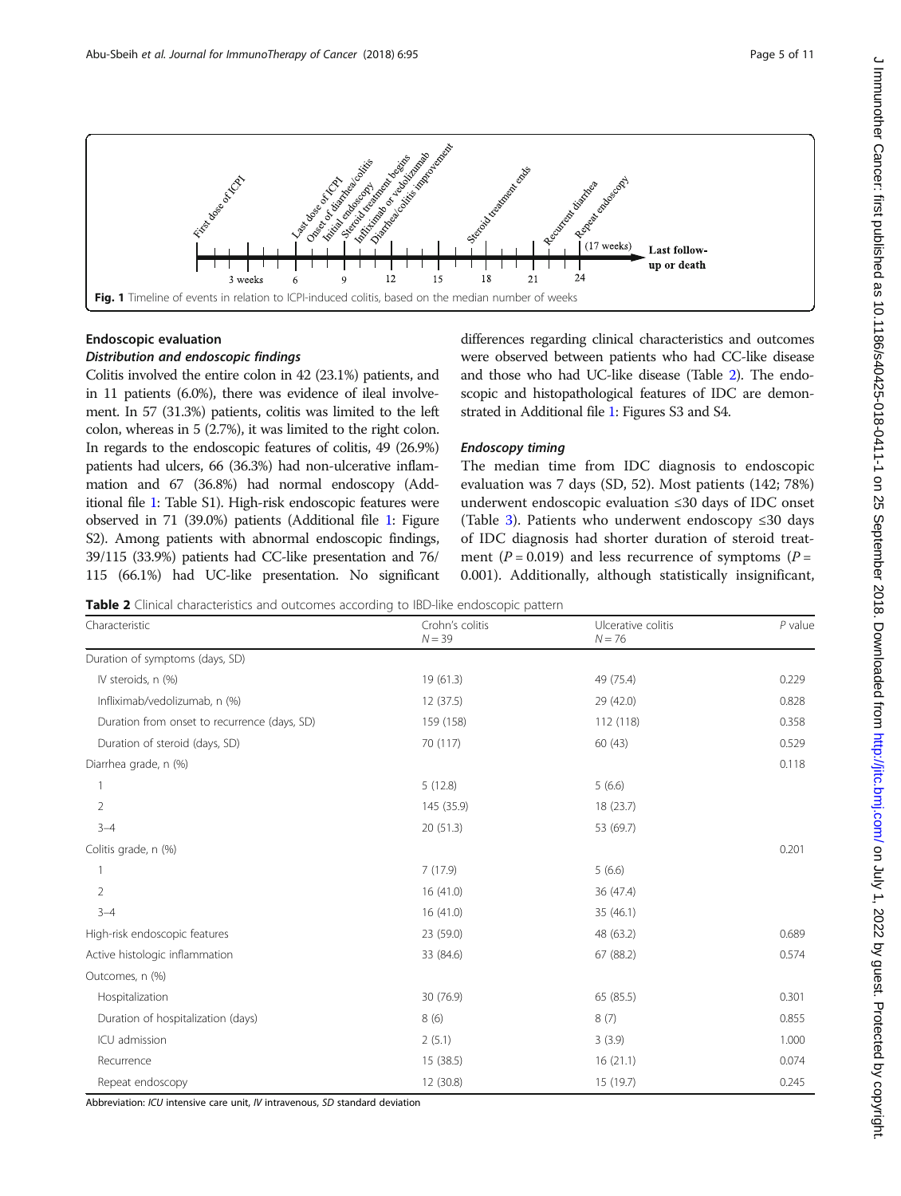Fig. 1 Timeline of events in relation to ICPI-induced colitis, based on the median number of weeks

## Endoscopic evaluation

### Distribution and endoscopic findings

Colitis involved the entire colon in 42 (23.1%) patients, and in 11 patients (6.0%), there was evidence of ileal involvement. In 57 (31.3%) patients, colitis was limited to the left colon, whereas in 5 (2.7%), it was limited to the right colon. In regards to the endoscopic features of colitis, 49 (26.9%) patients had ulcers, 66 (36.3%) had non-ulcerative inflammation and 67 (36.8%) had normal endoscopy (Additional file 1: Table S1). High-risk endoscopic features were observed in 71 (39.0%) patients (Additional file 1: Figure S2). Among patients with abnormal endoscopic findings, 39/115 (33.9%) patients had CC-like presentation and 76/115 (66.1%) had UC-like presentation. No significant differences regarding clinical characteristics and outcomes were observed between patients who had CC-like disease and those who had UC-like disease (Table 2). The endoscopic and histopathological features of IDC are demonstrated in Additional file 1: Figures S3 and S4.

### Endoscopy timing

The median time from IDC diagnosis to endoscopic evaluation was 7 days (SD, 52). Most patients (142; 78%) underwent endoscopic evaluation ≤30 days of IDC onset (Table 3). Patients who underwent endoscopy ≤30 days of IDC diagnosis had shorter duration of steroid treatment ($P = 0.019$) and less recurrence of symptoms ($P = 0.001$). Additionally, although statistically insignificant,

**Table 2** Clinical characteristics and outcomes according to IBD-like endoscopic pattern

| Characteristic | Crohn's colitis $N = 39$ | Ulcerative colitis $N = 76$ | $P$ value |
|---|---|---|---|
| Duration of symptoms (days, SD) | | | |
| IV steroids, n (%) | 19 (61.3) | 49 (75.4) | 0.229 |
| Infliximab/vedolizumab, n (%) | 12 (37.5) | 29 (42.0) | 0.828 |
| Duration from onset to recurrence (days, SD) | 159 (158) | 112 (118) | 0.358 |
| Duration of steroid (days, SD) | 70 (117) | 60 (43) | 0.529 |
| Diarrhea grade, n (%) | | | 0.118 |
| 1 | 5 (12.8) | 5 (6.6) | |
| 2 | 145 (35.9) | 18 (23.7) | |
| 3–4 | 20 (51.3) | 53 (69.7) | |
| Colitis grade, n (%) | | | 0.201 |
| 1 | 7 (17.9) | 5 (6.6) | |
| 2 | 16 (41.0) | 36 (47.4) | |
| 3–4 | 16 (41.0) | 35 (46.1) | |
| High-risk endoscopic features | 23 (59.0) | 48 (63.2) | 0.689 |
| Active histologic inflammation | 33 (84.6) | 67 (88.2) | 0.574 |
| Outcomes, n (%) | | | |
| Hospitalization | 30 (76.9) | 65 (85.5) | 0.301 |
| Duration of hospitalization (days) | 8 (6) | 8 (7) | 0.855 |
| ICU admission | 2 (5.1) | 3 (3.9) | 1.000 |
| Recurrence | 15 (38.5) | 16 (21.1) | 0.074 |
| Repeat endoscopy | 12 (30.8) | 15 (19.7) | 0.245 |

Abbreviation: *ICU* intensive care unit, *IV* intravenous, *SD* standard deviation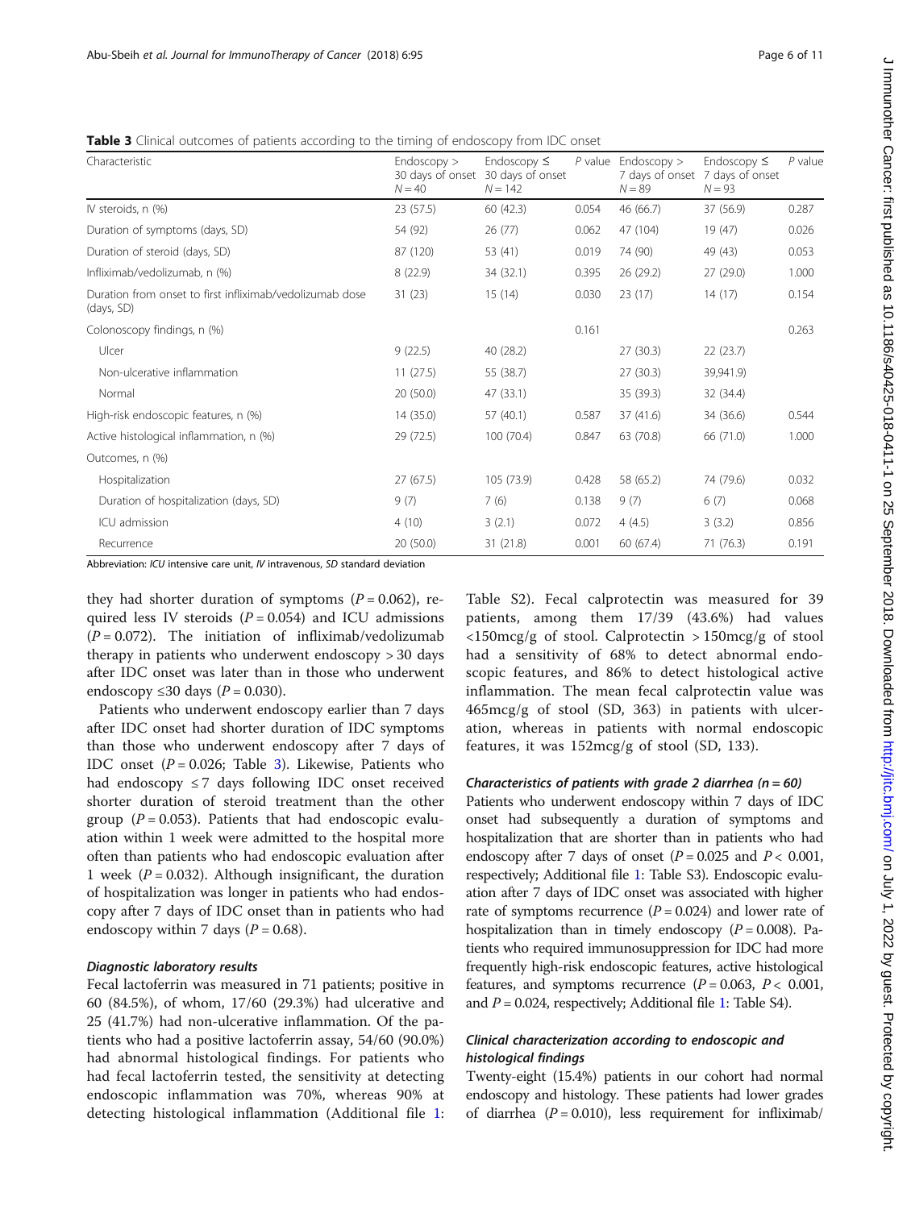**Table 3** Clinical outcomes of patients according to the timing of endoscopy from IDC onset

| Characteristic | Endoscopy > 30 days of onset N = 40 | Endoscopy ≤ 30 days of onset N = 142 | P value | Endoscopy > 7 days of onset N = 89 | Endoscopy ≤ 7 days of onset N = 93 | P value |
|---|---|---|---|---|---|---|
| IV steroids, n (%) | 23 (57.5) | 60 (42.3) | 0.054 | 46 (66.7) | 37 (56.9) | 0.287 |
| Duration of symptoms (days, SD) | 54 (92) | 26 (77) | 0.062 | 47 (104) | 19 (47) | 0.026 |
| Duration of steroid (days, SD) | 87 (120) | 53 (41) | 0.019 | 74 (90) | 49 (43) | 0.053 |
| Infliximab/vedolizumab, n (%) | 8 (22.9) | 34 (32.1) | 0.395 | 26 (29.2) | 27 (29.0) | 1.000 |
| Duration from onset to first infliximab/vedolizumab dose (days, SD) | 31 (23) | 15 (14) | 0.030 | 23 (17) | 14 (17) | 0.154 |
| Colonoscopy findings, n (%) | | | 0.161 | | | 0.263 |
| Ulcer | 9 (22.5) | 40 (28.2) | | 27 (30.3) | 22 (23.7) | |
| Non-ulcerative inflammation | 11 (27.5) | 55 (38.7) | | 27 (30.3) | 39,941.9) | |
| Normal | 20 (50.0) | 47 (33.1) | | 35 (39.3) | 32 (34.4) | |
| High-risk endoscopic features, n (%) | 14 (35.0) | 57 (40.1) | 0.587 | 37 (41.6) | 34 (36.6) | 0.544 |
| Active histological inflammation, n (%) | 29 (72.5) | 100 (70.4) | 0.847 | 63 (70.8) | 66 (71.0) | 1.000 |
| Outcomes, n (%) | | | | | | |
| Hospitalization | 27 (67.5) | 105 (73.9) | 0.428 | 58 (65.2) | 74 (79.6) | 0.032 |
| Duration of hospitalization (days, SD) | 9 (7) | 7 (6) | 0.138 | 9 (7) | 6 (7) | 0.068 |
| ICU admission | 4 (10) | 3 (2.1) | 0.072 | 4 (4.5) | 3 (3.2) | 0.856 |
| Recurrence | 20 (50.0) | 31 (21.8) | 0.001 | 60 (67.4) | 71 (76.3) | 0.191 |

Abbreviation: ICU intensive care unit, IV intravenous, SD standard deviation

they had shorter duration of symptoms ($P = 0.062$), required less IV steroids ($P = 0.054$) and ICU admissions ($P = 0.072$). The initiation of infliximab/vedolizumab therapy in patients who underwent endoscopy > 30 days after IDC onset was later than in those who underwent endoscopy ≤30 days ($P = 0.030$).

Patients who underwent endoscopy earlier than 7 days after IDC onset had shorter duration of IDC symptoms than those who underwent endoscopy after 7 days of IDC onset ($P = 0.026$; Table 3). Likewise, Patients who had endoscopy ≤ 7 days following IDC onset received shorter duration of steroid treatment than the other group ($P = 0.053$). Patients that had endoscopic evaluation within 1 week were admitted to the hospital more often than patients who had endoscopic evaluation after 1 week ($P = 0.032$). Although insignificant, the duration of hospitalization was longer in patients who had endoscopy after 7 days of IDC onset than in patients who had endoscopy within 7 days ($P = 0.68$).

#### Diagnostic laboratory results

Fecal lactoferrin was measured in 71 patients; positive in 60 (84.5%), of whom, 17/60 (29.3%) had ulcerative and 25 (41.7%) had non-ulcerative inflammation. Of the patients who had a positive lactoferrin assay, 54/60 (90.0%) had abnormal histological findings. For patients who had fecal lactoferrin tested, the sensitivity at detecting endoscopic inflammation was 70%, whereas 90% at detecting histological inflammation (Additional file 1: Table S2). Fecal calprotectin was measured for 39 patients, among them 17/39 (43.6%) had values <150mcg/g of stool. Calprotectin >150mcg/g of stool had a sensitivity of 68% to detect abnormal endoscopic features, and 86% to detect histological active inflammation. The mean fecal calprotectin value was 465mcg/g of stool (SD, 363) in patients with ulceration, whereas in patients with normal endoscopic features, it was 152mcg/g of stool (SD, 133).

#### Characteristics of patients with grade 2 diarrhea (n = 60)

Patients who underwent endoscopy within 7 days of IDC onset had subsequently a duration of symptoms and hospitalization that are shorter than in patients who had endoscopy after 7 days of onset ($P = 0.025$ and $P < 0.001$, respectively; Additional file 1: Table S3). Endoscopic evaluation after 7 days of IDC onset was associated with higher rate of symptoms recurrence ($P = 0.024$) and lower rate of hospitalization than in timely endoscopy ($P = 0.008$). Patients who required immunosuppression for IDC had more frequently high-risk endoscopic features, active histological features, and symptoms recurrence ($P = 0.063$, $P < 0.001$, and $P = 0.024$, respectively; Additional file 1: Table S4).

#### Clinical characterization according to endoscopic and histological findings

Twenty-eight (15.4%) patients in our cohort had normal endoscopy and histology. These patients had lower grades of diarrhea ($P = 0.010$), less requirement for infliximab/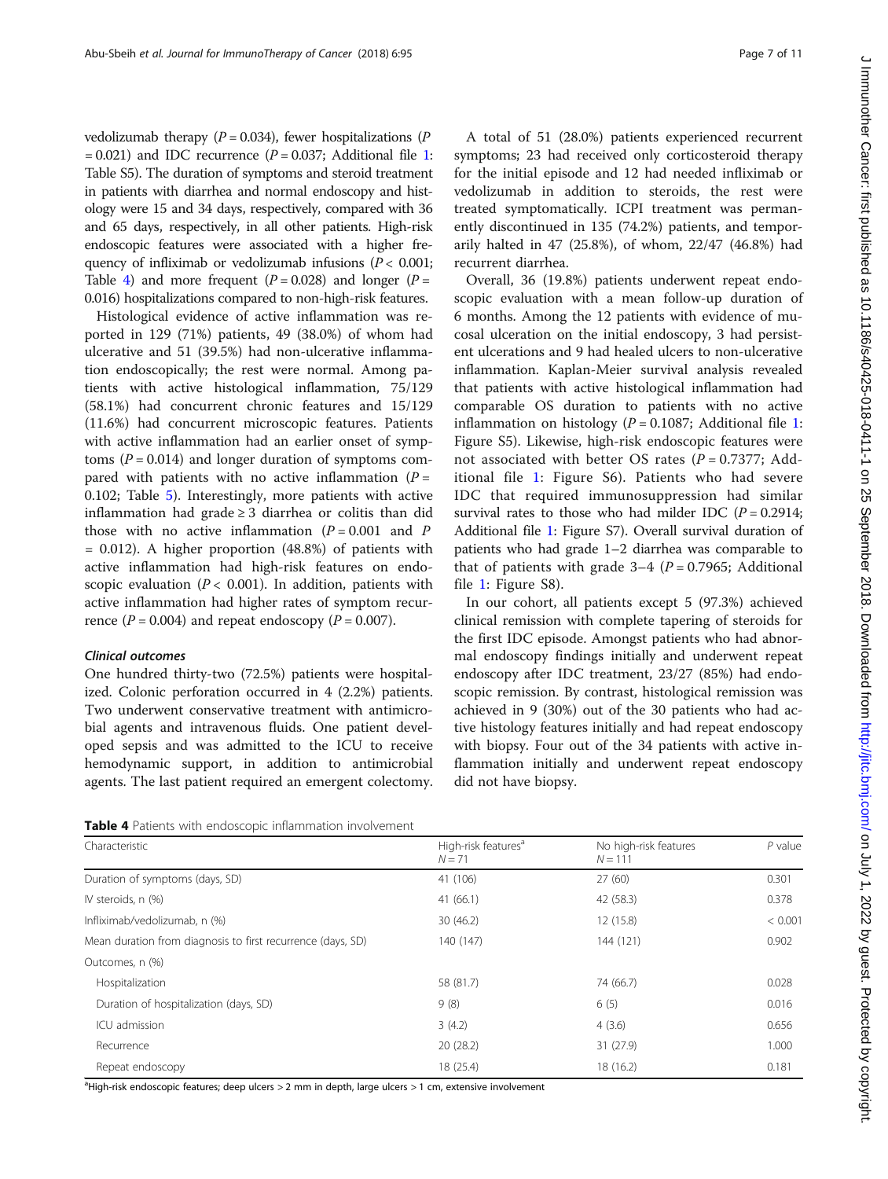vedolizumab therapy ($P = 0.034$), fewer hospitalizations ($P = 0.021$) and IDC recurrence ($P = 0.037$; Additional file 1: Table S5). The duration of symptoms and steroid treatment in patients with diarrhea and normal endoscopy and histology were 15 and 34 days, respectively, compared with 36 and 65 days, respectively, in all other patients. High-risk endoscopic features were associated with a higher frequency of infliximab or vedolizumab infusions ($P < 0.001$; Table 4) and more frequent ($P = 0.028$) and longer ($P = 0.016$) hospitalizations compared to non-high-risk features.

Histological evidence of active inflammation was reported in 129 (71%) patients, 49 (38.0%) of whom had ulcerative and 51 (39.5%) had non-ulcerative inflammation endoscopically; the rest were normal. Among patients with active histological inflammation, 75/129 (58.1%) had concurrent chronic features and 15/129 (11.6%) had concurrent microscopic features. Patients with active inflammation had an earlier onset of symptoms ($P = 0.014$) and longer duration of symptoms compared with patients with no active inflammation ($P = 0.102$; Table 5). Interestingly, more patients with active inflammation had grade ≥ 3 diarrhea or colitis than did those with no active inflammation ($P = 0.001$ and $P = 0.012$). A higher proportion (48.8%) of patients with active inflammation had high-risk features on endoscopic evaluation ($P < 0.001$). In addition, patients with active inflammation had higher rates of symptom recurrence ($P = 0.004$) and repeat endoscopy ($P = 0.007$).

### Clinical outcomes

One hundred thirty-two (72.5%) patients were hospitalized. Colonic perforation occurred in 4 (2.2%) patients. Two underwent conservative treatment with antimicrobial agents and intravenous fluids. One patient developed sepsis and was admitted to the ICU to receive hemodynamic support, in addition to antimicrobial agents. The last patient required an emergent colectomy.

A total of 51 (28.0%) patients experienced recurrent symptoms; 23 had received only corticosteroid therapy for the initial episode and 12 had needed infliximab or vedolizumab in addition to steroids, the rest were treated symptomatically. ICPI treatment was permanently discontinued in 135 (74.2%) patients, and temporarily halted in 47 (25.8%), of whom, 22/47 (46.8%) had recurrent diarrhea.

Overall, 36 (19.8%) patients underwent repeat endoscopic evaluation with a mean follow-up duration of 6 months. Among the 12 patients with evidence of mucosal ulceration on the initial endoscopy, 3 had persistent ulcerations and 9 had healed ulcers to non-ulcerative inflammation. Kaplan-Meier survival analysis revealed that patients with active histological inflammation had comparable OS duration to patients with no active inflammation on histology ($P = 0.1087$; Additional file 1: Figure S5). Likewise, high-risk endoscopic features were not associated with better OS rates ($P = 0.7377$; Additional file 1: Figure S6). Patients who had severe IDC that required immunosuppression had similar survival rates to those who had milder IDC ($P = 0.2914$; Additional file 1: Figure S7). Overall survival duration of patients who had grade 1–2 diarrhea was comparable to that of patients with grade 3–4 ($P = 0.7965$; Additional file 1: Figure S8).

In our cohort, all patients except 5 (97.3%) achieved clinical remission with complete tapering of steroids for the first IDC episode. Amongst patients who had abnormal endoscopy findings initially and underwent repeat endoscopy after IDC treatment, 23/27 (85%) had endoscopic remission. By contrast, histological remission was achieved in 9 (30%) out of the 30 patients who had active histology features initially and had repeat endoscopy with biopsy. Four out of the 34 patients with active inflammation initially and underwent repeat endoscopy did not have biopsy.

**Table 4** Patients with endoscopic inflammation involvement

| Characteristic | High-risk features[a] N = 71 | No high-risk features N = 111 | P value |
|---|---|---|---|
| Duration of symptoms (days, SD) | 41 (106) | 27 (60) | 0.301 |
| IV steroids, n (%) | 41 (66.1) | 42 (58.3) | 0.378 |
| Infliximab/vedolizumab, n (%) | 30 (46.2) | 12 (15.8) | < 0.001 |
| Mean duration from diagnosis to first recurrence (days, SD) | 140 (147) | 144 (121) | 0.902 |
| Outcomes, n (%) | | | |
| Hospitalization | 58 (81.7) | 74 (66.7) | 0.028 |
| Duration of hospitalization (days, SD) | 9 (8) | 6 (5) | 0.016 |
| ICU admission | 3 (4.2) | 4 (3.6) | 0.656 |
| Recurrence | 20 (28.2) | 31 (27.9) | 1.000 |
| Repeat endoscopy | 18 (25.4) | 18 (16.2) | 0.181 |

[a]High-risk endoscopic features; deep ulcers > 2 mm in depth, large ulcers > 1 cm, extensive involvement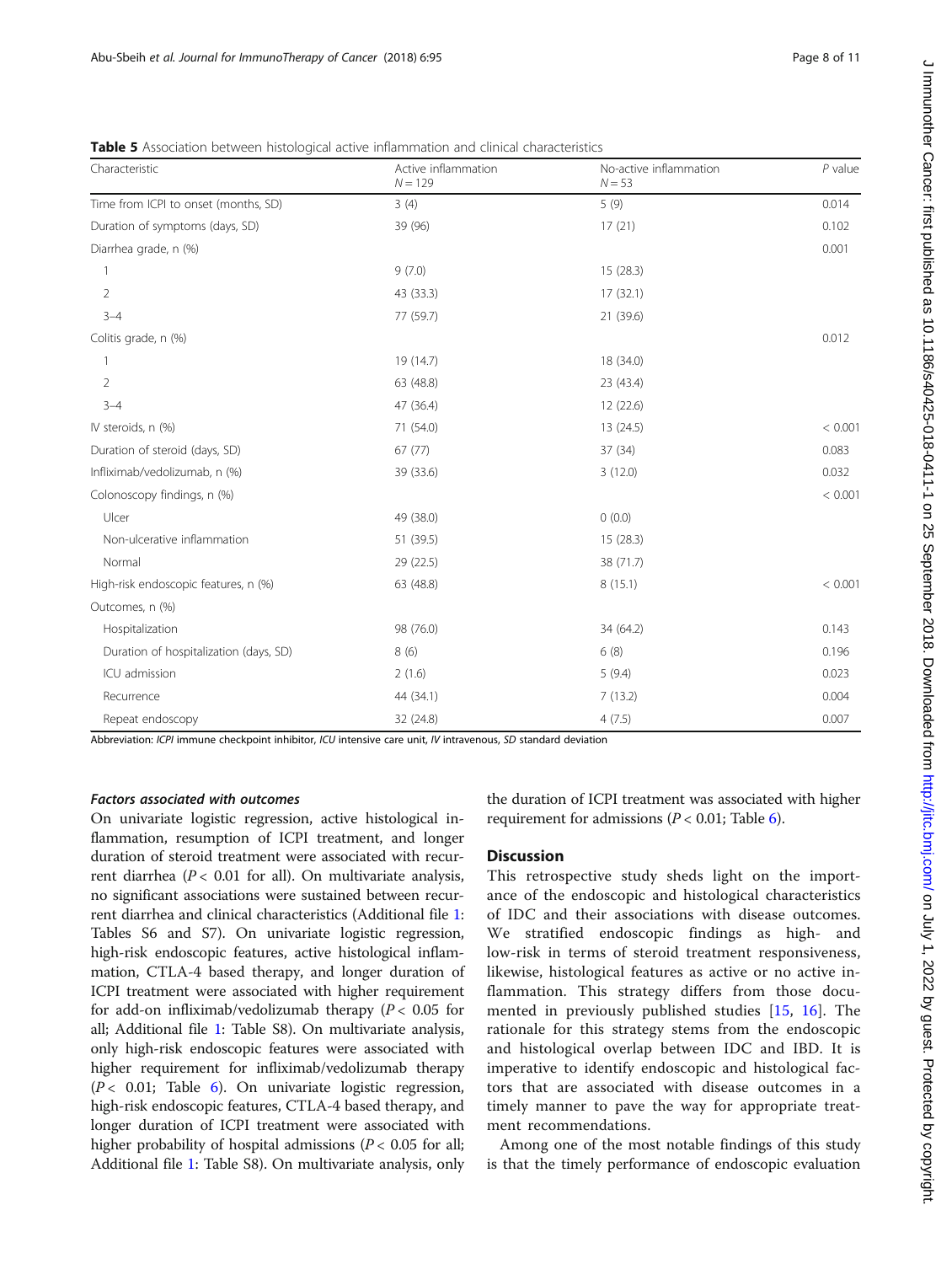**Table 5** Association between histological active inflammation and clinical characteristics

| Characteristic | Active inflammation $N = 129$ | No-active inflammation $N = 53$ | $P$ value |
|---|---|---|---|
| Time from ICPI to onset (months, SD) | 3 (4) | 5 (9) | 0.014 |
| Duration of symptoms (days, SD) | 39 (96) | 17 (21) | 0.102 |
| Diarrhea grade, n (%) | | | 0.001 |
| 1 | 9 (7.0) | 15 (28.3) | |
| 2 | 43 (33.3) | 17 (32.1) | |
| 3–4 | 77 (59.7) | 21 (39.6) | |
| Colitis grade, n (%) | | | 0.012 |
| 1 | 19 (14.7) | 18 (34.0) | |
| 2 | 63 (48.8) | 23 (43.4) | |
| 3–4 | 47 (36.4) | 12 (22.6) | |
| IV steroids, n (%) | 71 (54.0) | 13 (24.5) | < 0.001 |
| Duration of steroid (days, SD) | 67 (77) | 37 (34) | 0.083 |
| Infliximab/vedolizumab, n (%) | 39 (33.6) | 3 (12.0) | 0.032 |
| Colonoscopy findings, n (%) | | | < 0.001 |
| Ulcer | 49 (38.0) | 0 (0.0) | |
| Non-ulcerative inflammation | 51 (39.5) | 15 (28.3) | |
| Normal | 29 (22.5) | 38 (71.7) | |
| High-risk endoscopic features, n (%) | 63 (48.8) | 8 (15.1) | < 0.001 |
| Outcomes, n (%) | | | |
| Hospitalization | 98 (76.0) | 34 (64.2) | 0.143 |
| Duration of hospitalization (days, SD) | 8 (6) | 6 (8) | 0.196 |
| ICU admission | 2 (1.6) | 5 (9.4) | 0.023 |
| Recurrence | 44 (34.1) | 7 (13.2) | 0.004 |
| Repeat endoscopy | 32 (24.8) | 4 (7.5) | 0.007 |

Abbreviation: *ICPI* immune checkpoint inhibitor, *ICU* intensive care unit, *IV* intravenous, *SD* standard deviation

#### *Factors associated with outcomes*

On univariate logistic regression, active histological inflammation, resumption of ICPI treatment, and longer duration of steroid treatment were associated with recurrent diarrhea ($P < 0.01$ for all). On multivariate analysis, no significant associations were sustained between recurrent diarrhea and clinical characteristics (Additional file 1: Tables S6 and S7). On univariate logistic regression, high-risk endoscopic features, active histological inflammation, CTLA-4 based therapy, and longer duration of ICPI treatment were associated with higher requirement for add-on infliximab/vedolizumab therapy ($P < 0.05$ for all; Additional file 1: Table S8). On multivariate analysis, only high-risk endoscopic features were associated with higher requirement for infliximab/vedolizumab therapy ($P < 0.01$; Table 6). On univariate logistic regression, high-risk endoscopic features, CTLA-4 based therapy, and longer duration of ICPI treatment were associated with higher probability of hospital admissions ($P < 0.05$ for all; Additional file 1: Table S8). On multivariate analysis, only the duration of ICPI treatment was associated with higher requirement for admissions ($P < 0.01$; Table 6).

## Discussion

This retrospective study sheds light on the importance of the endoscopic and histological characteristics of IDC and their associations with disease outcomes. We stratified endoscopic findings as high- and low-risk in terms of steroid treatment responsiveness, likewise, histological features as active or no active inflammation. This strategy differs from those documented in previously published studies [15, 16]. The rationale for this strategy stems from the endoscopic and histological overlap between IDC and IBD. It is imperative to identify endoscopic and histological factors that are associated with disease outcomes in a timely manner to pave the way for appropriate treatment recommendations.

Among one of the most notable findings of this study is that the timely performance of endoscopic evaluation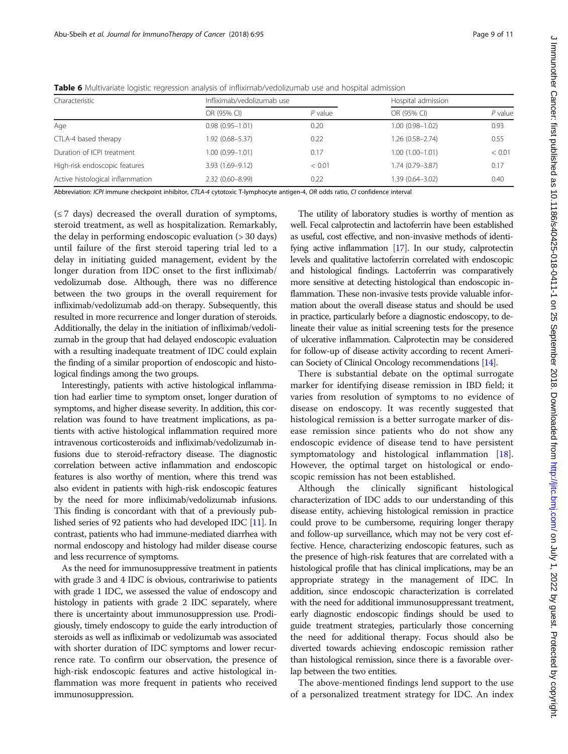**Table 6** Multivariate logistic regression analysis of infliximab/vedolizumab use and hospital admission

| Characteristic | Infliximab/vedolizumab use | | Hospital admission | |
|---|---|---|---|---|
| | OR (95% CI) | *P* value | OR (95% CI) | *P* value |
| Age | 0.98 (0.95–1.01) | 0.20 | 1.00 (0.98–1.02) | 0.93 |
| CTLA-4 based therapy | 1.92 (0.68–5.37) | 0.22 | 1.26 (0.58–2.74) | 0.55 |
| Duration of ICPI treatment | 1.00 (0.99–1.01) | 0.17 | 1.00 (1.00–1.01) | < 0.01 |
| High-risk endoscopic features | 3.93 (1.69–9.12) | < 0.01 | 1.74 (0.79–3.87) | 0.17 |
| Active histological inflammation | 2.32 (0.60–8.99) | 0.22 | 1.39 (0.64–3.02) | 0.40 |

Abbreviation: *ICPI* immune checkpoint inhibitor, *CTLA-4* cytotoxic T-lymphocyte antigen-4, *OR* odds ratio, *CI* confidence interval

(≤ 7 days) decreased the overall duration of symptoms, steroid treatment, as well as hospitalization. Remarkably, the delay in performing endoscopic evaluation (> 30 days) until failure of the first steroid tapering trial led to a delay in initiating guided management, evident by the longer duration from IDC onset to the first infliximab/vedolizumab dose. Although, there was no difference between the two groups in the overall requirement for infliximab/vedolizumab add-on therapy. Subsequently, this resulted in more recurrence and longer duration of steroids. Additionally, the delay in the initiation of infliximab/vedolizumab in the group that had delayed endoscopic evaluation with a resulting inadequate treatment of IDC could explain the finding of a similar proportion of endoscopic and histological findings among the two groups.

Interestingly, patients with active histological inflammation had earlier time to symptom onset, longer duration of symptoms, and higher disease severity. In addition, this correlation was found to have treatment implications, as patients with active histological inflammation required more intravenous corticosteroids and infliximab/vedolizumab infusions due to steroid-refractory disease. The diagnostic correlation between active inflammation and endoscopic features is also worthy of mention, where this trend was also evident in patients with high-risk endoscopic features by the need for more infliximab/vedolizumab infusions. This finding is concordant with that of a previously published series of 92 patients who had developed IDC [11]. In contrast, patients who had immune-mediated diarrhea with normal endoscopy and histology had milder disease course and less recurrence of symptoms.

As the need for immunosuppressive treatment in patients with grade 3 and 4 IDC is obvious, contrariwise to patients with grade 1 IDC, we assessed the value of endoscopy and histology in patients with grade 2 IDC separately, where there is uncertainty about immunosuppression use. Prodigiously, timely endoscopy to guide the early introduction of steroids as well as infliximab or vedolizumab was associated with shorter duration of IDC symptoms and lower recurrence rate. To confirm our observation, the presence of high-risk endoscopic features and active histological inflammation was more frequent in patients who received immunosuppression.

The utility of laboratory studies is worthy of mention as well. Fecal calprotectin and lactoferrin have been established as useful, cost effective, and non-invasive methods of identifying active inflammation [17]. In our study, calprotectin levels and qualitative lactoferrin correlated with endoscopic and histological findings. Lactoferrin was comparatively more sensitive at detecting histological than endoscopic inflammation. These non-invasive tests provide valuable information about the overall disease status and should be used in practice, particularly before a diagnostic endoscopy, to delineate their value as initial screening tests for the presence of ulcerative inflammation. Calprotectin may be considered for follow-up of disease activity according to recent American Society of Clinical Oncology recommendations [14].

There is substantial debate on the optimal surrogate marker for identifying disease remission in IBD field; it varies from resolution of symptoms to no evidence of disease on endoscopy. It was recently suggested that histological remission is a better surrogate marker of disease remission since patients who do not show any endoscopic evidence of disease tend to have persistent symptomatology and histological inflammation [18]. However, the optimal target on histological or endoscopic remission has not been established.

Although the clinically significant histological characterization of IDC adds to our understanding of this disease entity, achieving histological remission in practice could prove to be cumbersome, requiring longer therapy and follow-up surveillance, which may not be very cost effective. Hence, characterizing endoscopic features, such as the presence of high-risk features that are correlated with a histological profile that has clinical implications, may be an appropriate strategy in the management of IDC. In addition, since endoscopic characterization is correlated with the need for additional immunosuppressant treatment, early diagnostic endoscopic findings should be used to guide treatment strategies, particularly those concerning the need for additional therapy. Focus should also be diverted towards achieving endoscopic remission rather than histological remission, since there is a favorable overlap between the two entities.

The above-mentioned findings lend support to the use of a personalized treatment strategy for IDC. An index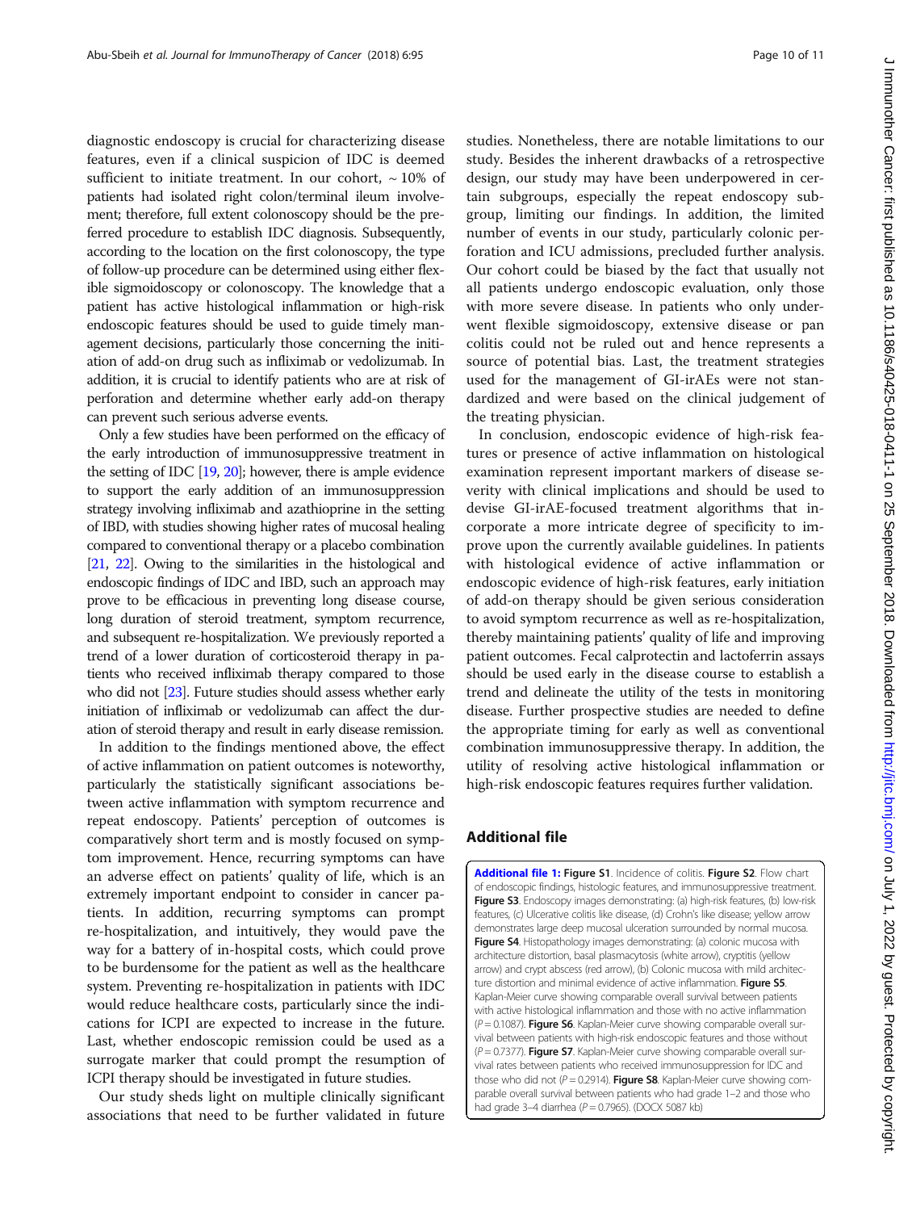diagnostic endoscopy is crucial for characterizing disease features, even if a clinical suspicion of IDC is deemed sufficient to initiate treatment. In our cohort, ~ 10% of patients had isolated right colon/terminal ileum involvement; therefore, full extent colonoscopy should be the preferred procedure to establish IDC diagnosis. Subsequently, according to the location on the first colonoscopy, the type of follow-up procedure can be determined using either flexible sigmoidoscopy or colonoscopy. The knowledge that a patient has active histological inflammation or high-risk endoscopic features should be used to guide timely management decisions, particularly those concerning the initiation of add-on drug such as infliximab or vedolizumab. In addition, it is crucial to identify patients who are at risk of perforation and determine whether early add-on therapy can prevent such serious adverse events.

Only a few studies have been performed on the efficacy of the early introduction of immunosuppressive treatment in the setting of IDC [19, 20]; however, there is ample evidence to support the early addition of an immunosuppression strategy involving infliximab and azathioprine in the setting of IBD, with studies showing higher rates of mucosal healing compared to conventional therapy or a placebo combination [21, 22]. Owing to the similarities in the histological and endoscopic findings of IDC and IBD, such an approach may prove to be efficacious in preventing long disease course, long duration of steroid treatment, symptom recurrence, and subsequent re-hospitalization. We previously reported a trend of a lower duration of corticosteroid therapy in patients who received infliximab therapy compared to those who did not [23]. Future studies should assess whether early initiation of infliximab or vedolizumab can affect the duration of steroid therapy and result in early disease remission.

In addition to the findings mentioned above, the effect of active inflammation on patient outcomes is noteworthy, particularly the statistically significant associations between active inflammation with symptom recurrence and repeat endoscopy. Patients' perception of outcomes is comparatively short term and is mostly focused on symptom improvement. Hence, recurring symptoms can have an adverse effect on patients' quality of life, which is an extremely important endpoint to consider in cancer patients. In addition, recurring symptoms can prompt re-hospitalization, and intuitively, they would pave the way for a battery of in-hospital costs, which could prove to be burdensome for the patient as well as the healthcare system. Preventing re-hospitalization in patients with IDC would reduce healthcare costs, particularly since the indications for ICPI are expected to increase in the future. Last, whether endoscopic remission could be used as a surrogate marker that could prompt the resumption of ICPI therapy should be investigated in future studies.

Our study sheds light on multiple clinically significant associations that need to be further validated in future studies. Nonetheless, there are notable limitations to our study. Besides the inherent drawbacks of a retrospective design, our study may have been underpowered in certain subgroups, especially the repeat endoscopy subgroup, limiting our findings. In addition, the limited number of events in our study, particularly colonic perforation and ICU admissions, precluded further analysis. Our cohort could be biased by the fact that usually not all patients undergo endoscopic evaluation, only those with more severe disease. In patients who only underwent flexible sigmoidoscopy, extensive disease or pan colitis could not be ruled out and hence represents a source of potential bias. Last, the treatment strategies used for the management of GI-irAEs were not standardized and were based on the clinical judgement of the treating physician.

In conclusion, endoscopic evidence of high-risk features or presence of active inflammation on histological examination represent important markers of disease severity with clinical implications and should be used to devise GI-irAE-focused treatment algorithms that incorporate a more intricate degree of specificity to improve upon the currently available guidelines. In patients with histological evidence of active inflammation or endoscopic evidence of high-risk features, early initiation of add-on therapy should be given serious consideration to avoid symptom recurrence as well as re-hospitalization, thereby maintaining patients' quality of life and improving patient outcomes. Fecal calprotectin and lactoferrin assays should be used early in the disease course to establish a trend and delineate the utility of the tests in monitoring disease. Further prospective studies are needed to define the appropriate timing for early as well as conventional combination immunosuppressive therapy. In addition, the utility of resolving active histological inflammation or high-risk endoscopic features requires further validation.

## Additional file

**Additional file 1:** **Figure S1**. Incidence of colitis. **Figure S2**. Flow chart of endoscopic findings, histologic features, and immunosuppressive treatment. **Figure S3**. Endoscopy images demonstrating: (a) high-risk features, (b) low-risk features, (c) Ulcerative colitis like disease, (d) Crohn's like disease; yellow arrow demonstrates large deep mucosal ulceration surrounded by normal mucosa. **Figure S4**. Histopathology images demonstrating: (a) colonic mucosa with architecture distortion, basal plasmacytosis (white arrow), cryptitis (yellow arrow) and crypt abscess (red arrow), (b) Colonic mucosa with mild architecture distortion and minimal evidence of active inflammation. **Figure S5**. Kaplan-Meier curve showing comparable overall survival between patients with active histological inflammation and those with no active inflammation ($P = 0.1087$). **Figure S6**. Kaplan-Meier curve showing comparable overall survival between patients with high-risk endoscopic features and those without ($P = 0.7377$). **Figure S7**. Kaplan-Meier curve showing comparable overall survival rates between patients who received immunosuppression for IDC and those who did not ($P = 0.2914$). **Figure S8**. Kaplan-Meier curve showing comparable overall survival between patients who had grade 1–2 and those who had grade 3–4 diarrhea ($P = 0.7965$). (DOCX 5087 kb)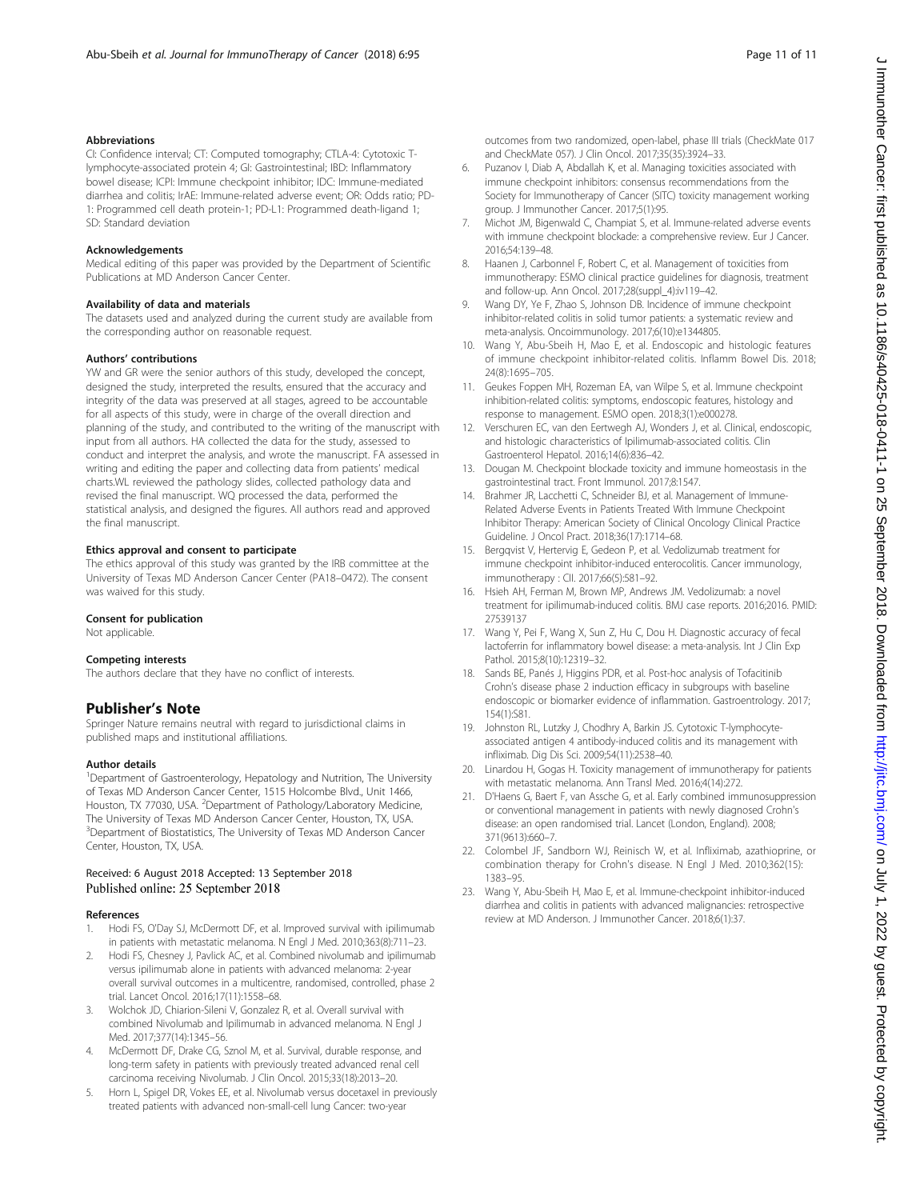### Abbreviations

CI: Confidence interval; CT: Computed tomography; CTLA-4: Cytotoxic T-lymphocyte-associated protein 4; GI: Gastrointestinal; IBD: Inflammatory bowel disease; ICPI: Immune checkpoint inhibitor; IDC: Immune-mediated diarrhea and colitis; IrAE: Immune-related adverse event; OR: Odds ratio; PD-1: Programmed cell death protein-1; PD-L1: Programmed death-ligand 1; SD: Standard deviation

### Acknowledgements

Medical editing of this paper was provided by the Department of Scientific Publications at MD Anderson Cancer Center.

### Availability of data and materials

The datasets used and analyzed during the current study are available from the corresponding author on reasonable request.

### Authors' contributions

YW and GR were the senior authors of this study, developed the concept, designed the study, interpreted the results, ensured that the accuracy and integrity of the data was preserved at all stages, agreed to be accountable for all aspects of this study, were in charge of the overall direction and planning of the study, and contributed to the writing of the manuscript with input from all authors. HA collected the data for the study, assessed to conduct and interpret the analysis, and wrote the manuscript. FA assessed in writing and editing the paper and collecting data from patients' medical charts.WL reviewed the pathology slides, collected pathology data and revised the final manuscript. WQ processed the data, performed the statistical analysis, and designed the figures. All authors read and approved the final manuscript.

### Ethics approval and consent to participate

The ethics approval of this study was granted by the IRB committee at the University of Texas MD Anderson Cancer Center (PA18–0472). The consent was waived for this study.

### Consent for publication

Not applicable.

### Competing interests

The authors declare that they have no conflict of interests.

## Publisher's Note

Springer Nature remains neutral with regard to jurisdictional claims in published maps and institutional affiliations.

### Author details

[1]Department of Gastroenterology, Hepatology and Nutrition, The University of Texas MD Anderson Cancer Center, 1515 Holcombe Blvd., Unit 1466, Houston, TX 77030, USA. [2]Department of Pathology/Laboratory Medicine, The University of Texas MD Anderson Cancer Center, Houston, TX, USA. [3]Department of Biostatistics, The University of Texas MD Anderson Cancer Center, Houston, TX, USA.

Received: 6 August 2018 Accepted: 13 September 2018
Published online: 25 September 2018

### References

1. Hodi FS, O'Day SJ, McDermott DF, et al. Improved survival with ipilimumab in patients with metastatic melanoma. N Engl J Med. 2010;363(8):711–23.
2. Hodi FS, Chesney J, Pavlick AC, et al. Combined nivolumab and ipilimumab versus ipilimumab alone in patients with advanced melanoma: 2-year overall survival outcomes in a multicentre, randomised, controlled, phase 2 trial. Lancet Oncol. 2016;17(11):1558–68.
3. Wolchok JD, Chiarion-Sileni V, Gonzalez R, et al. Overall survival with combined Nivolumab and Ipilimumab in advanced melanoma. N Engl J Med. 2017;377(14):1345–56.
4. McDermott DF, Drake CG, Sznol M, et al. Survival, durable response, and long-term safety in patients with previously treated advanced renal cell carcinoma receiving Nivolumab. J Clin Oncol. 2015;33(18):2013–20.
5. Horn L, Spigel DR, Vokes EE, et al. Nivolumab versus docetaxel in previously treated patients with advanced non-small-cell lung Cancer: two-year outcomes from two randomized, open-label, phase III trials (CheckMate 017 and CheckMate 057). J Clin Oncol. 2017;35(35):3924–33.
6. Puzanov I, Diab A, Abdallah K, et al. Managing toxicities associated with immune checkpoint inhibitors: consensus recommendations from the Society for Immunotherapy of Cancer (SITC) toxicity management working group. J Immunother Cancer. 2017;5(1):95.
7. Michot JM, Bigenwald C, Champiat S, et al. Immune-related adverse events with immune checkpoint blockade: a comprehensive review. Eur J Cancer. 2016;54:139–48.
8. Haanen J, Carbonnel F, Robert C, et al. Management of toxicities from immunotherapy: ESMO clinical practice guidelines for diagnosis, treatment and follow-up. Ann Oncol. 2017;28(suppl_4):iv119–42.
9. Wang DY, Ye F, Zhao S, Johnson DB. Incidence of immune checkpoint inhibitor-related colitis in solid tumor patients: a systematic review and meta-analysis. Oncoimmunology. 2017;6(10):e1344805.
10. Wang Y, Abu-Sbeih H, Mao E, et al. Endoscopic and histologic features of immune checkpoint inhibitor-related colitis. Inflamm Bowel Dis. 2018; 24(8):1695–705.
11. Geukes Foppen MH, Rozeman EA, van Wilpe S, et al. Immune checkpoint inhibition-related colitis: symptoms, endoscopic features, histology and response to management. ESMO open. 2018;3(1):e000278.
12. Verschuren EC, van den Eertwegh AJ, Wonders J, et al. Clinical, endoscopic, and histologic characteristics of Ipilimumab-associated colitis. Clin Gastroenterol Hepatol. 2016;14(6):836–42.
13. Dougan M. Checkpoint blockade toxicity and immune homeostasis in the gastrointestinal tract. Front Immunol. 2017;8:1547.
14. Brahmer JR, Lacchetti C, Schneider BJ, et al. Management of Immune-Related Adverse Events in Patients Treated With Immune Checkpoint Inhibitor Therapy: American Society of Clinical Oncology Clinical Practice Guideline. J Oncol Pract. 2018;36(17):1714–68.
15. Bergqvist V, Hertervig E, Gedeon P, et al. Vedolizumab treatment for immune checkpoint inhibitor-induced enterocolitis. Cancer immunology, immunotherapy : CII. 2017;66(5):581–92.
16. Hsieh AH, Ferman M, Brown MP, Andrews JM. Vedolizumab: a novel treatment for ipilimumab-induced colitis. BMJ case reports. 2016;2016. PMID: 27539137
17. Wang Y, Pei F, Wang X, Sun Z, Hu C, Dou H. Diagnostic accuracy of fecal lactoferrin for inflammatory bowel disease: a meta-analysis. Int J Clin Exp Pathol. 2015;8(10):12319–32.
18. Sands BE, Panés J, Higgins PDR, et al. Post-hoc analysis of Tofacitinib Crohn's disease phase 2 induction efficacy in subgroups with baseline endoscopic or biomarker evidence of inflammation. Gastroentrology. 2017; 154(1):S81.
19. Johnston RL, Lutzky J, Chodhry A, Barkin JS. Cytotoxic T-lymphocyte-associated antigen 4 antibody-induced colitis and its management with infliximab. Dig Dis Sci. 2009;54(11):2538–40.
20. Linardou H, Gogas H. Toxicity management of immunotherapy for patients with metastatic melanoma. Ann Transl Med. 2016;4(14):272.
21. D'Haens G, Baert F, van Assche G, et al. Early combined immunosuppression or conventional management in patients with newly diagnosed Crohn's disease: an open randomised trial. Lancet (London, England). 2008; 371(9613):660–7.
22. Colombel JF, Sandborn WJ, Reinisch W, et al. Infliximab, azathioprine, or combination therapy for Crohn's disease. N Engl J Med. 2010;362(15): 1383–95.
23. Wang Y, Abu-Sbeih H, Mao E, et al. Immune-checkpoint inhibitor-induced diarrhea and colitis in patients with advanced malignancies: retrospective review at MD Anderson. J Immunother Cancer. 2018;6(1):37.